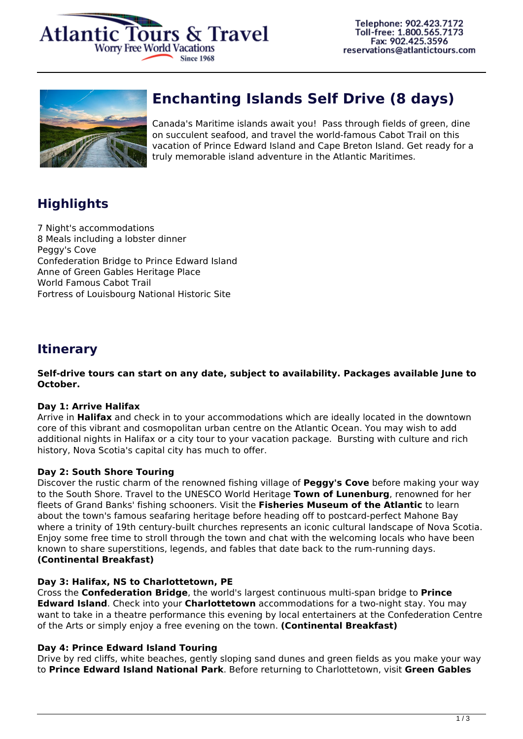Atlantic Tours & Travel
Worry Free World Vacations
Since 1968

Telephone: 902.423.7172
Toll-free: 1.800.565.7173
Fax: 902.425.3596
reservations@atlantictours.com

# Enchanting Islands Self Drive (8 days)

Canada's Maritime islands await you! Pass through fields of green, dine on succulent seafood, and travel the world-famous Cabot Trail on this vacation of Prince Edward Island and Cape Breton Island. Get ready for a truly memorable island adventure in the Atlantic Maritimes.

## Highlights

7 Night's accommodations
8 Meals including a lobster dinner
Peggy's Cove
Confederation Bridge to Prince Edward Island
Anne of Green Gables Heritage Place
World Famous Cabot Trail
Fortress of Louisbourg National Historic Site

## Itinerary

**Self-drive tours can start on any date, subject to availability. Packages available June to October.**

**Day 1: Arrive Halifax**
Arrive in **Halifax** and check in to your accommodations which are ideally located in the downtown core of this vibrant and cosmopolitan urban centre on the Atlantic Ocean. You may wish to add additional nights in Halifax or a city tour to your vacation package. Bursting with culture and rich history, Nova Scotia's capital city has much to offer.

**Day 2: South Shore Touring**
Discover the rustic charm of the renowned fishing village of **Peggy's Cove** before making your way to the South Shore. Travel to the UNESCO World Heritage **Town of Lunenburg**, renowned for her fleets of Grand Banks' fishing schooners. Visit the **Fisheries Museum of the Atlantic** to learn about the town's famous seafaring heritage before heading off to postcard-perfect Mahone Bay where a trinity of 19th century-built churches represents an iconic cultural landscape of Nova Scotia. Enjoy some free time to stroll through the town and chat with the welcoming locals who have been known to share superstitions, legends, and fables that date back to the rum-running days. **(Continental Breakfast)**

**Day 3: Halifax, NS to Charlottetown, PE**
Cross the **Confederation Bridge**, the world's largest continuous multi-span bridge to **Prince Edward Island**. Check into your **Charlottetown** accommodations for a two-night stay. You may want to take in a theatre performance this evening by local entertainers at the Confederation Centre of the Arts or simply enjoy a free evening on the town. **(Continental Breakfast)**

**Day 4: Prince Edward Island Touring**
Drive by red cliffs, white beaches, gently sloping sand dunes and green fields as you make your way to **Prince Edward Island National Park**. Before returning to Charlottetown, visit **Green Gables**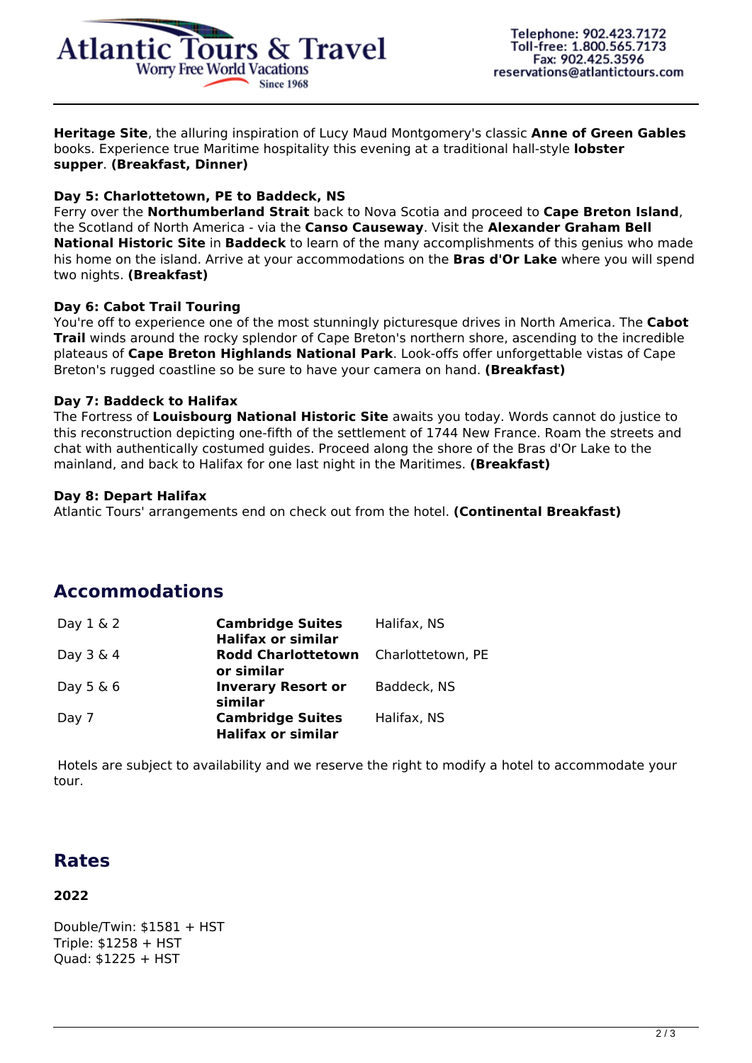**Heritage Site**, the alluring inspiration of Lucy Maud Montgomery's classic **Anne of Green Gables** books. Experience true Maritime hospitality this evening at a traditional hall-style **lobster supper**. **(Breakfast, Dinner)**

**Day 5: Charlottetown, PE to Baddeck, NS**
Ferry over the **Northumberland Strait** back to Nova Scotia and proceed to **Cape Breton Island**, the Scotland of North America - via the **Canso Causeway**. Visit the **Alexander Graham Bell National Historic Site** in **Baddeck** to learn of the many accomplishments of this genius who made his home on the island. Arrive at your accommodations on the **Bras d'Or Lake** where you will spend two nights. **(Breakfast)**

**Day 6: Cabot Trail Touring**
You're off to experience one of the most stunningly picturesque drives in North America. The **Cabot Trail** winds around the rocky splendor of Cape Breton's northern shore, ascending to the incredible plateaus of **Cape Breton Highlands National Park**. Look-offs offer unforgettable vistas of Cape Breton's rugged coastline so be sure to have your camera on hand. **(Breakfast)**

**Day 7: Baddeck to Halifax**
The Fortress of **Louisbourg National Historic Site** awaits you today. Words cannot do justice to this reconstruction depicting one-fifth of the settlement of 1744 New France. Roam the streets and chat with authentically costumed guides. Proceed along the shore of the Bras d'Or Lake to the mainland, and back to Halifax for one last night in the Maritimes. **(Breakfast)**

**Day 8: Depart Halifax**
Atlantic Tours' arrangements end on check out from the hotel. **(Continental Breakfast)**

## Accommodations

| | | |
|---|---|---|
| Day 1 & 2 | **Cambridge Suites Halifax or similar** | Halifax, NS |
| Day 3 & 4 | **Rodd Charlottetown or similar** | Charlottetown, PE |
| Day 5 & 6 | **Inverary Resort or similar** | Baddeck, NS |
| Day 7 | **Cambridge Suites Halifax or similar** | Halifax, NS |

Hotels are subject to availability and we reserve the right to modify a hotel to accommodate your tour.

## Rates

**2022**

Double/Twin: $1581 + HST
Triple: $1258 + HST
Quad: $1225 + HST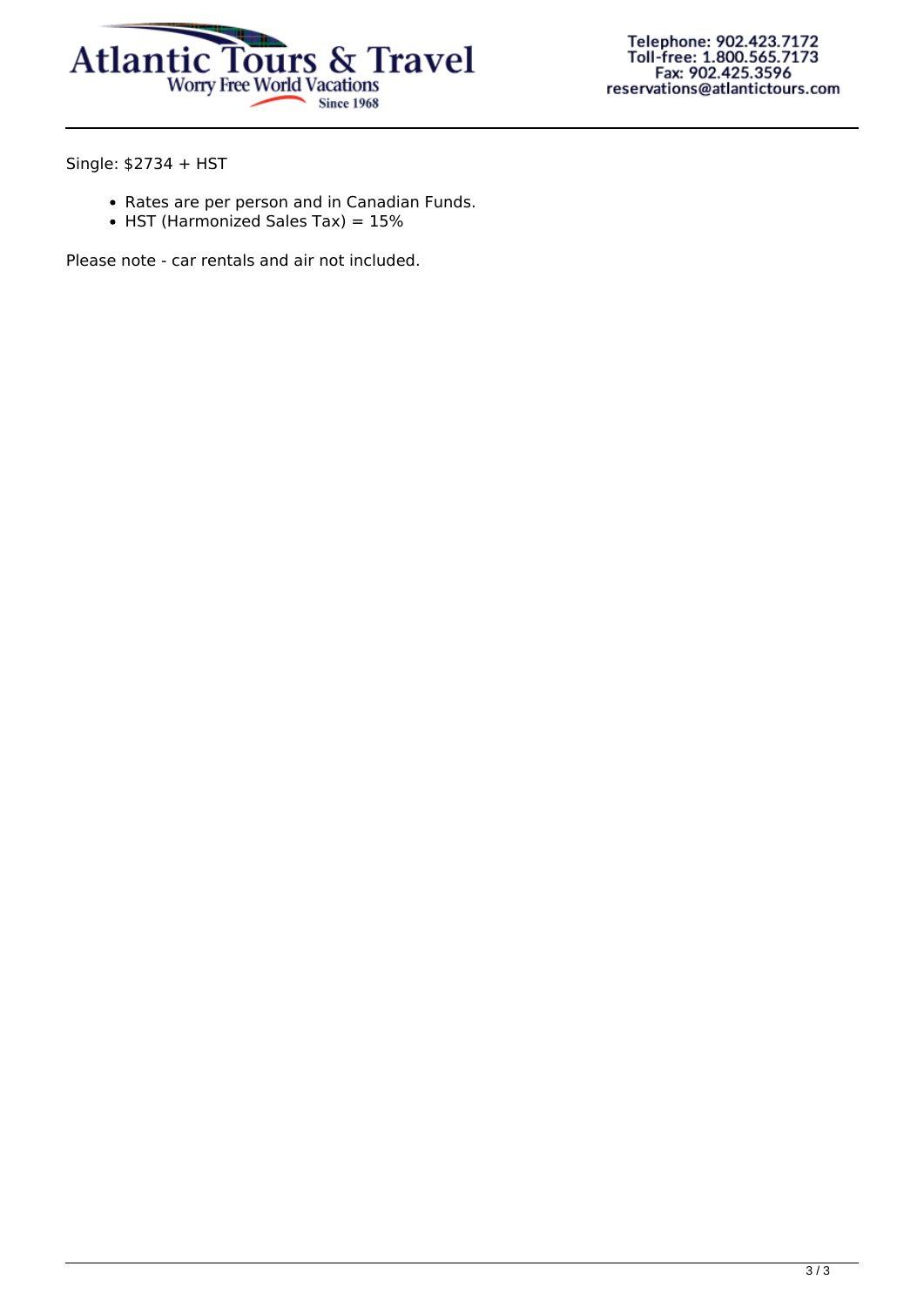Single: $2734 + HST

- Rates are per person and in Canadian Funds.
- HST (Harmonized Sales Tax) = 15%

Please note - car rentals and air not included.